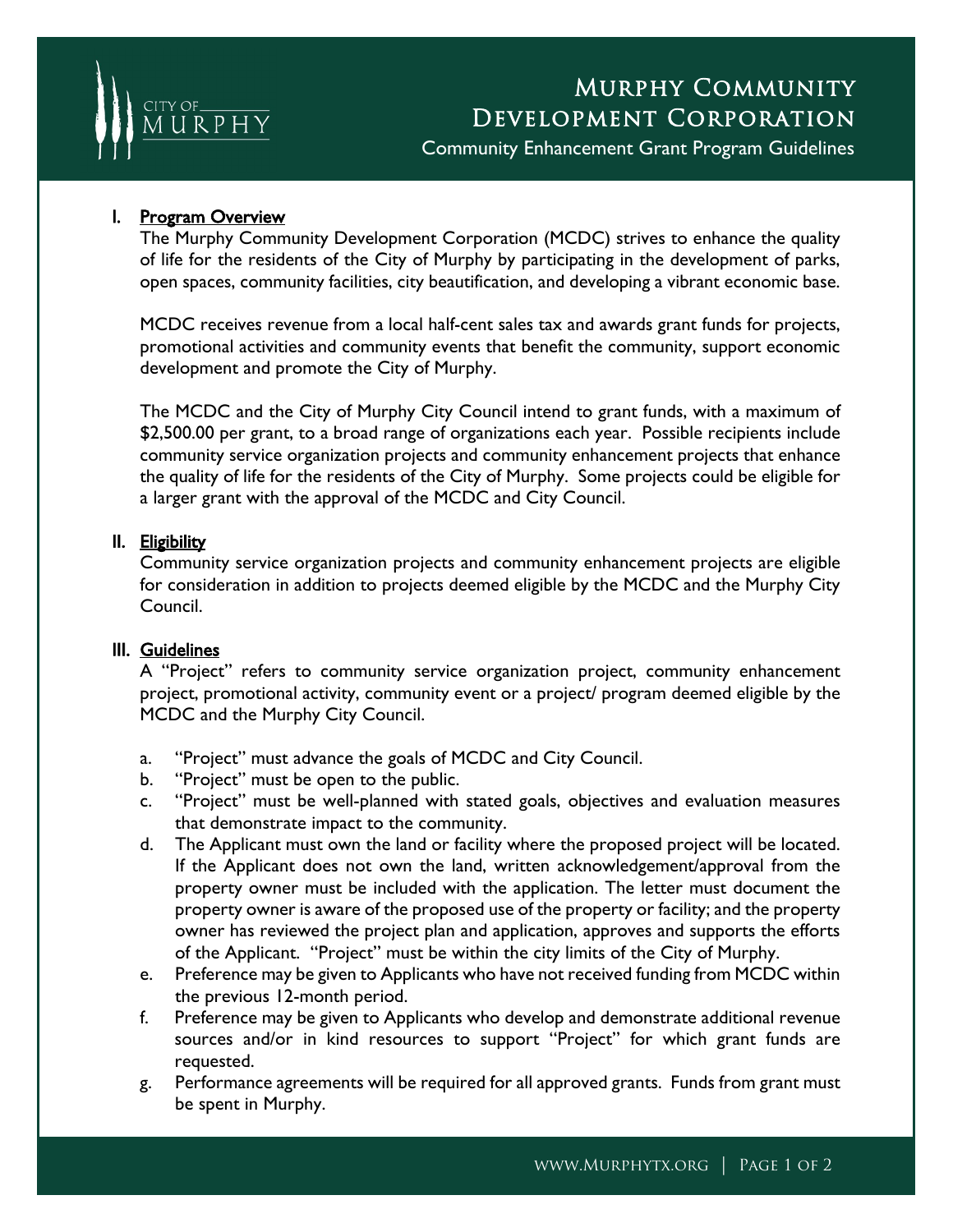# Murphy Community Development Corporation

Community Enhancement Grant Program Guidelines

## I. Program Overview

The Murphy Community Development Corporation (MCDC) strives to enhance the quality of life for the residents of the City of Murphy by participating in the development of parks, open spaces, community facilities, city beautification, and developing a vibrant economic base.

MCDC receives revenue from a local half-cent sales tax and awards grant funds for projects, promotional activities and community events that benefit the community, support economic development and promote the City of Murphy.

The MCDC and the City of Murphy City Council intend to grant funds, with a maximum of $2,500.00 per grant, to a broad range of organizations each year. Possible recipients include community service organization projects and community enhancement projects that enhance the quality of life for the residents of the City of Murphy. Some projects could be eligible for a larger grant with the approval of the MCDC and City Council.

## II. Eligibility

Community service organization projects and community enhancement projects are eligible for consideration in addition to projects deemed eligible by the MCDC and the Murphy City Council.

## III. Guidelines

A "Project" refers to community service organization project, community enhancement project, promotional activity, community event or a project/ program deemed eligible by the MCDC and the Murphy City Council.

a. "Project" must advance the goals of MCDC and City Council.
b. "Project" must be open to the public.
c. "Project" must be well-planned with stated goals, objectives and evaluation measures that demonstrate impact to the community.
d. The Applicant must own the land or facility where the proposed project will be located. If the Applicant does not own the land, written acknowledgement/approval from the property owner must be included with the application. The letter must document the property owner is aware of the proposed use of the property or facility; and the property owner has reviewed the project plan and application, approves and supports the efforts of the Applicant. "Project" must be within the city limits of the City of Murphy.
e. Preference may be given to Applicants who have not received funding from MCDC within the previous 12-month period.
f. Preference may be given to Applicants who develop and demonstrate additional revenue sources and/or in kind resources to support "Project" for which grant funds are requested.
g. Performance agreements will be required for all approved grants. Funds from grant must be spent in Murphy.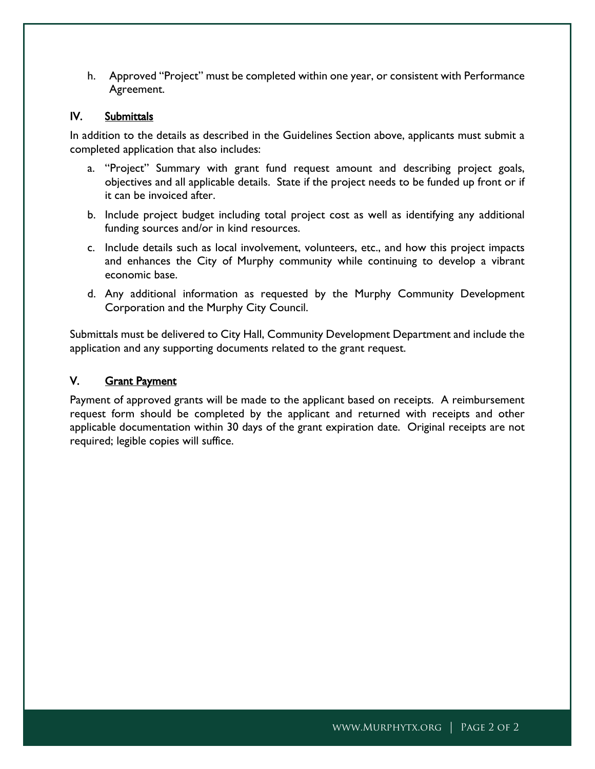h. Approved "Project" must be completed within one year, or consistent with Performance Agreement.

## IV. Submittals

In addition to the details as described in the Guidelines Section above, applicants must submit a completed application that also includes:

a. "Project" Summary with grant fund request amount and describing project goals, objectives and all applicable details. State if the project needs to be funded up front or if it can be invoiced after.

b. Include project budget including total project cost as well as identifying any additional funding sources and/or in kind resources.

c. Include details such as local involvement, volunteers, etc., and how this project impacts and enhances the City of Murphy community while continuing to develop a vibrant economic base.

d. Any additional information as requested by the Murphy Community Development Corporation and the Murphy City Council.

Submittals must be delivered to City Hall, Community Development Department and include the application and any supporting documents related to the grant request.

## V. Grant Payment

Payment of approved grants will be made to the applicant based on receipts. A reimbursement request form should be completed by the applicant and returned with receipts and other applicable documentation within 30 days of the grant expiration date. Original receipts are not required; legible copies will suffice.